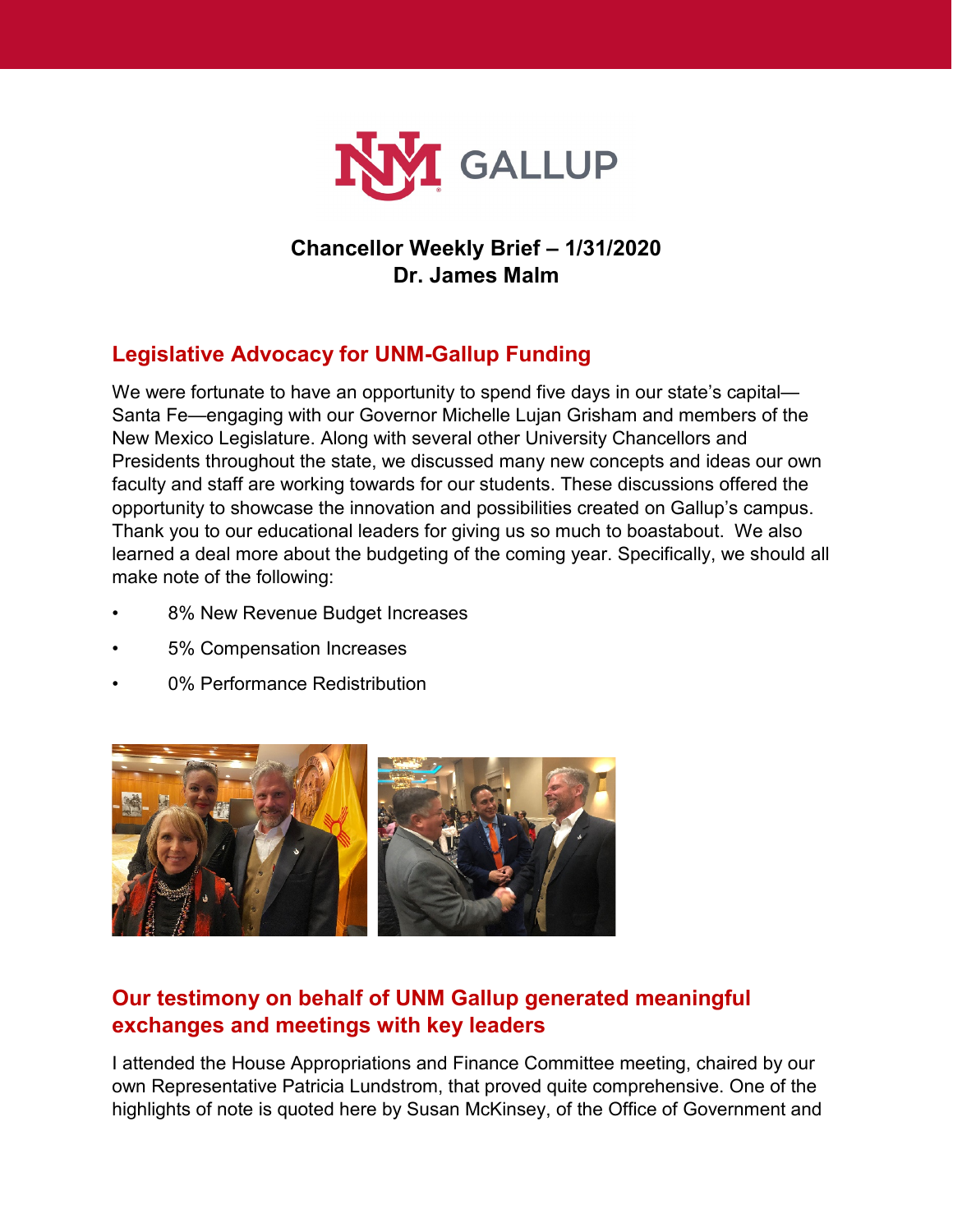# Chancellor Weekly Brief – 1/31/2020
## Dr. James Malm

## Legislative Advocacy for UNM-Gallup Funding

We were fortunate to have an opportunity to spend five days in our state's capital—Santa Fe—engaging with our Governor Michelle Lujan Grisham and members of the New Mexico Legislature. Along with several other University Chancellors and Presidents throughout the state, we discussed many new concepts and ideas our own faculty and staff are working towards for our students. These discussions offered the opportunity to showcase the innovation and possibilities created on Gallup's campus. Thank you to our educational leaders for giving us so much to boastabout. We also learned a deal more about the budgeting of the coming year. Specifically, we should all make note of the following:

- 8% New Revenue Budget Increases
- 5% Compensation Increases
- 0% Performance Redistribution

## Our testimony on behalf of UNM Gallup generated meaningful exchanges and meetings with key leaders

I attended the House Appropriations and Finance Committee meeting, chaired by our own Representative Patricia Lundstrom, that proved quite comprehensive. One of the highlights of note is quoted here by Susan McKinsey, of the Office of Government and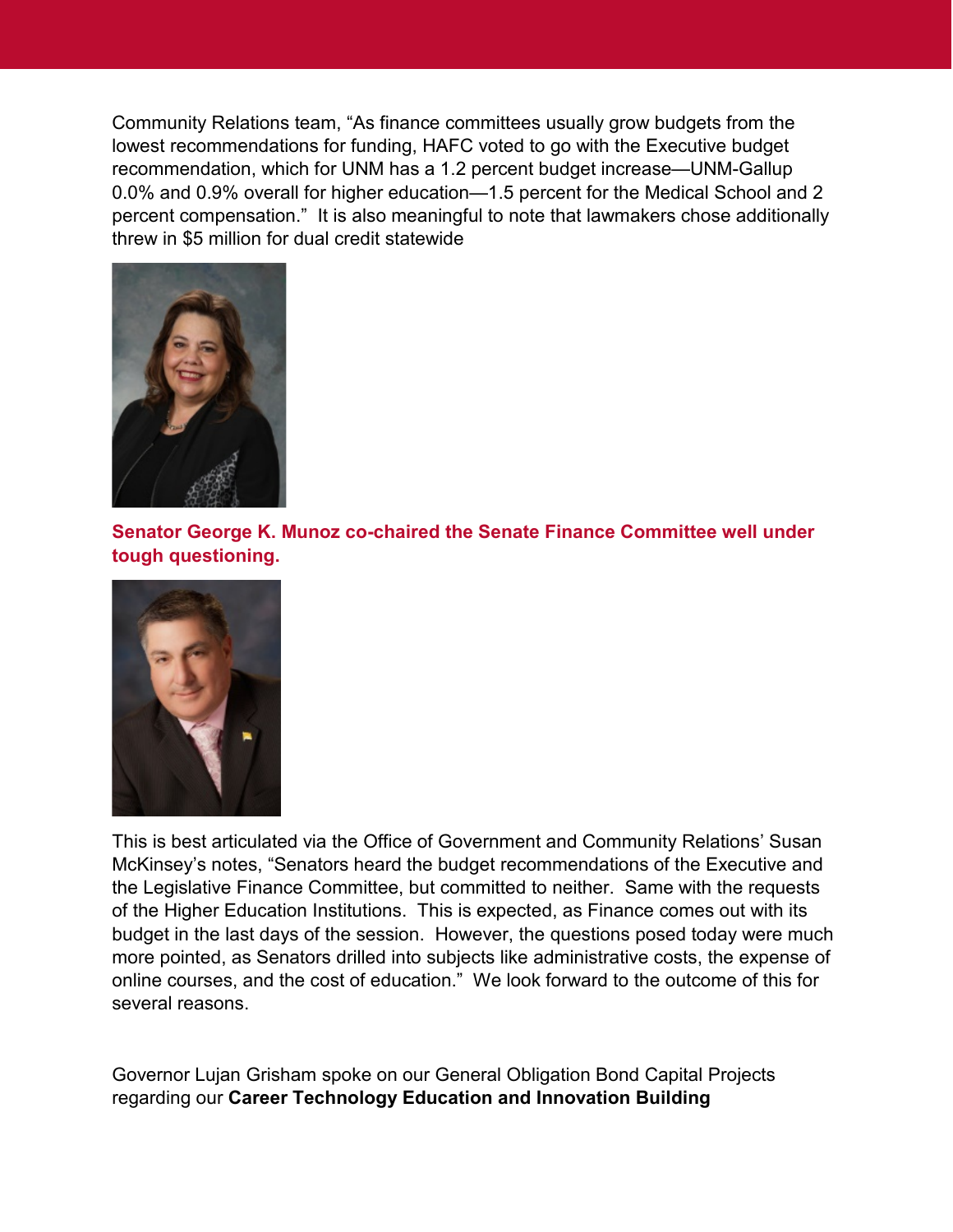Community Relations team, "As finance committees usually grow budgets from the lowest recommendations for funding, HAFC voted to go with the Executive budget recommendation, which for UNM has a 1.2 percent budget increase—UNM-Gallup 0.0% and 0.9% overall for higher education—1.5 percent for the Medical School and 2 percent compensation." It is also meaningful to note that lawmakers chose additionally threw in $5 million for dual credit statewide

**Senator George K. Munoz co-chaired the Senate Finance Committee well under tough questioning.**

This is best articulated via the Office of Government and Community Relations' Susan McKinsey's notes, "Senators heard the budget recommendations of the Executive and the Legislative Finance Committee, but committed to neither. Same with the requests of the Higher Education Institutions. This is expected, as Finance comes out with its budget in the last days of the session. However, the questions posed today were much more pointed, as Senators drilled into subjects like administrative costs, the expense of online courses, and the cost of education." We look forward to the outcome of this for several reasons.

Governor Lujan Grisham spoke on our General Obligation Bond Capital Projects regarding our **Career Technology Education and Innovation Building**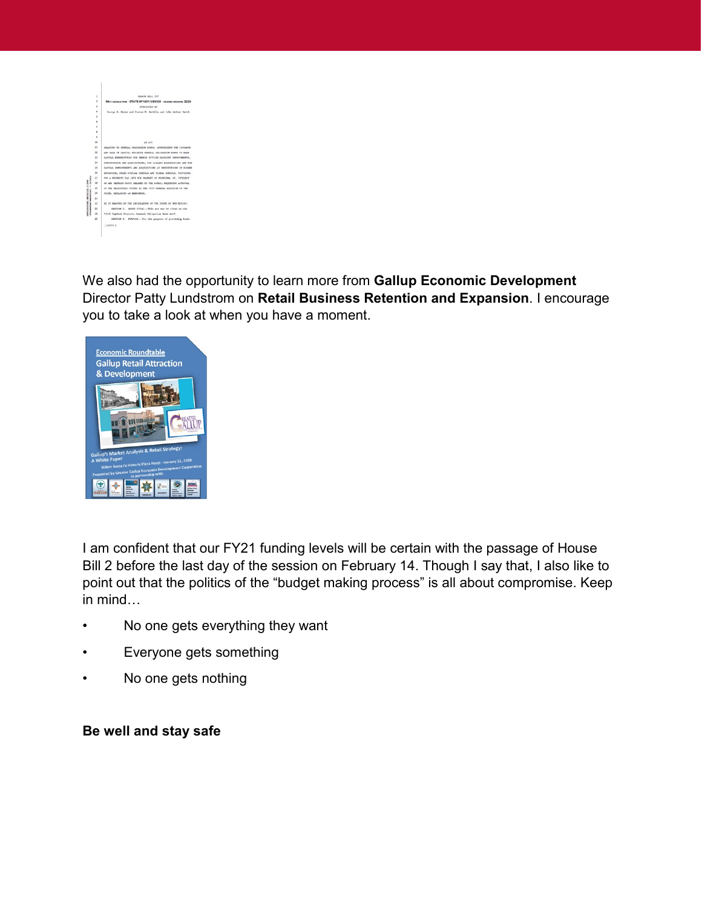We also had the opportunity to learn more from **Gallup Economic Development** Director Patty Lundstrom on **Retail Business Retention and Expansion**. I encourage you to take a look at when you have a moment.

I am confident that our FY21 funding levels will be certain with the passage of House Bill 2 before the last day of the session on February 14. Though I say that, I also like to point out that the politics of the “budget making process” is all about compromise. Keep in mind…

- No one gets everything they want
- Everyone gets something
- No one gets nothing

**Be well and stay safe**